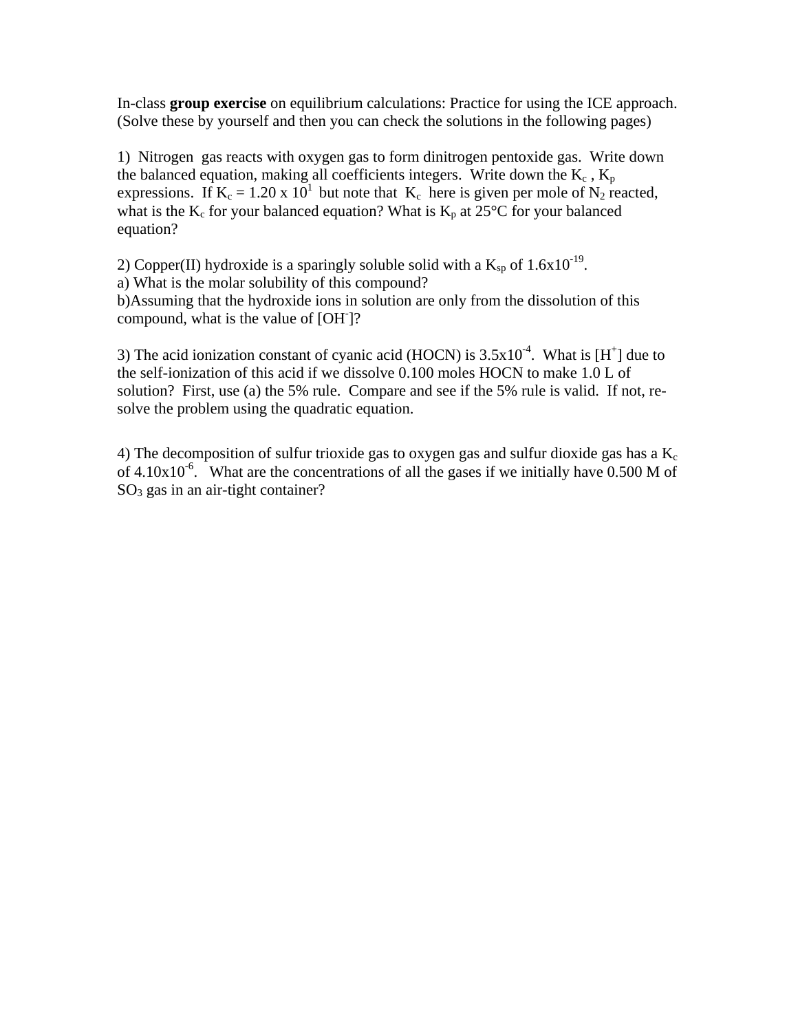In-class **group exercise** on equilibrium calculations: Practice for using the ICE approach. (Solve these by yourself and then you can check the solutions in the following pages)

1) Nitrogen gas reacts with oxygen gas to form dinitrogen pentoxide gas. Write down the balanced equation, making all coefficients integers. Write down the $K_c$ , $K_p$ expressions. If $K_c = 1.20 \times 10^1$ but note that $K_c$ here is given per mole of $N_2$ reacted, what is the $K_c$ for your balanced equation? What is $K_p$ at 25°C for your balanced equation?

2) Copper(II) hydroxide is a sparingly soluble solid with a $K_{sp}$ of $1.6 \times 10^{-19}$.
a) What is the molar solubility of this compound?
b)Assuming that the hydroxide ions in solution are only from the dissolution of this compound, what is the value of $[OH^-]$?

3) The acid ionization constant of cyanic acid (HOCN) is $3.5 \times 10^{-4}$. What is $[H^+]$ due to the self-ionization of this acid if we dissolve 0.100 moles HOCN to make 1.0 L of solution? First, use (a) the 5% rule. Compare and see if the 5% rule is valid. If not, re-solve the problem using the quadratic equation.

4) The decomposition of sulfur trioxide gas to oxygen gas and sulfur dioxide gas has a $K_c$ of $4.10 \times 10^{-6}$. What are the concentrations of all the gases if we initially have 0.500 M of $SO_3$ gas in an air-tight container?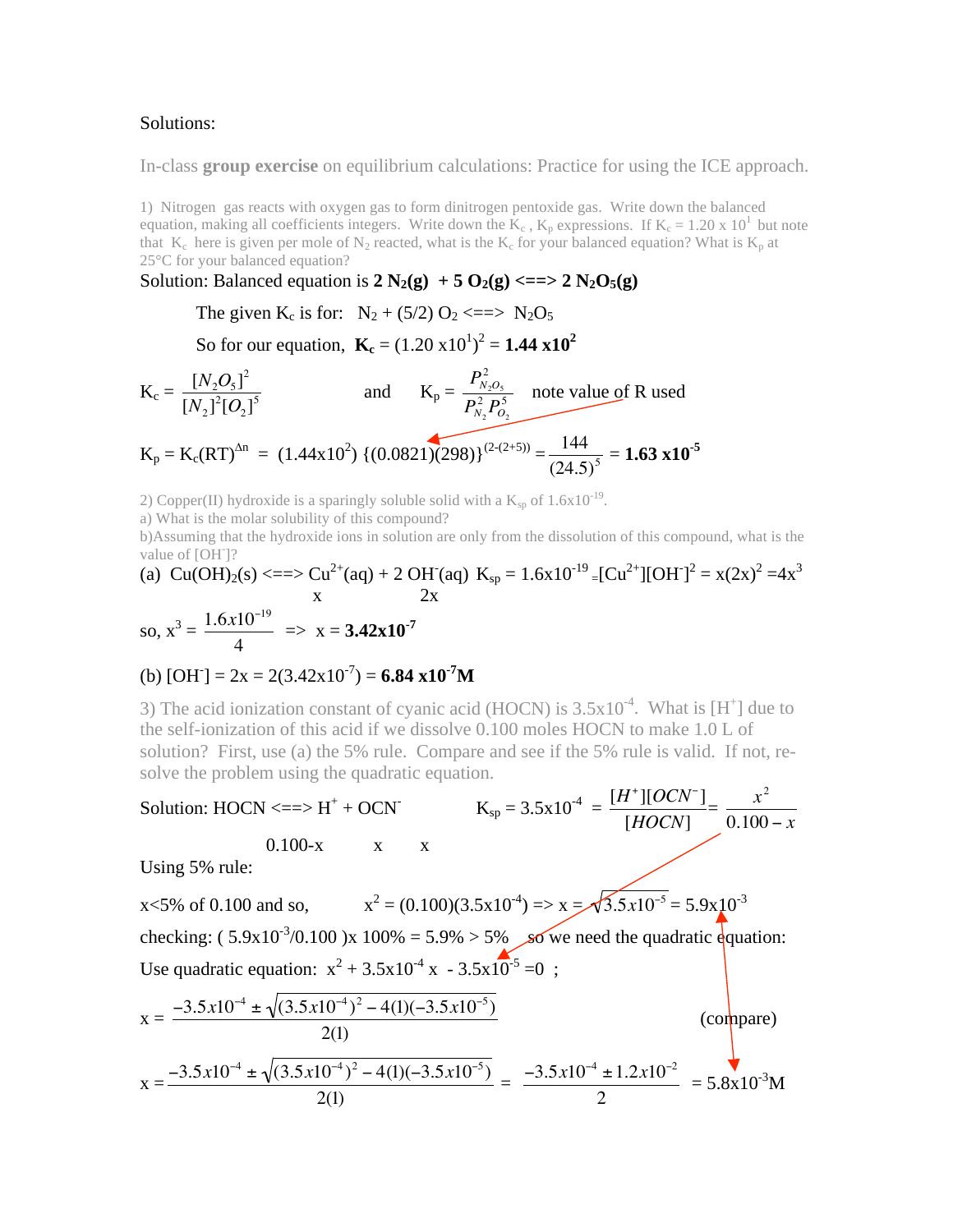Solutions:

In-class **group exercise** on equilibrium calculations: Practice for using the ICE approach.

1) Nitrogen gas reacts with oxygen gas to form dinitrogen pentoxide gas. Write down the balanced equation, making all coefficients integers. Write down the $K_c$, $K_p$ expressions. If $K_c = 1.20 \times 10^1$ but note that $K_c$ here is given per mole of $N_2$ reacted, what is the $K_c$ for your balanced equation? What is $K_p$ at 25°C for your balanced equation?

Solution: Balanced equation is $\mathbf{2\,N_2(g) + 5\,O_2(g) \Longleftrightarrow 2\,N_2O_5(g)}$

The given $K_c$ is for: $N_2 + (5/2)\,O_2 \Longleftrightarrow N_2O_5$

So for our equation, $\mathbf{K_c} = (1.20 \times 10^1)^2 = \mathbf{1.44 \times 10^2}$

$$K_c = \frac{[N_2O_5]^2}{[N_2]^2[O_2]^5} \quad \text{and} \quad K_p = \frac{P_{N_2O_5}^2}{P_{N_2}^2 P_{O_2}^5}$$

note value of R used

$$K_p = K_c(RT)^{\Delta n} = (1.44 \times 10^2)\,\{(0.0821)(298)\}^{(2-(2+5))} = \frac{144}{(24.5)^5} = \mathbf{1.63 \times 10^{-5}}$$

2) Copper(II) hydroxide is a sparingly soluble solid with a $K_{sp}$ of $1.6 \times 10^{-19}$.
a) What is the molar solubility of this compound?
b)Assuming that the hydroxide ions in solution are only from the dissolution of this compound, what is the value of $[OH^-]$?

(a) $Cu(OH)_2(s) \Longleftrightarrow Cu^{2+}(aq) + 2\,OH^-(aq)$ $K_{sp} = 1.6 \times 10^{-19} = [Cu^{2+}][OH^-]^2 = x(2x)^2 = 4x^3$

x    2x

so, $x^3 = \dfrac{1.6 \times 10^{-19}}{4}$ => $x = \mathbf{3.42 \times 10^{-7}}$

(b) $[OH^-] = 2x = 2(3.42 \times 10^{-7}) = \mathbf{6.84 \times 10^{-7}\,M}$

3) The acid ionization constant of cyanic acid (HOCN) is $3.5 \times 10^{-4}$. What is $[H^+]$ due to the self-ionization of this acid if we dissolve 0.100 moles HOCN to make 1.0 L of solution? First, use (a) the 5% rule. Compare and see if the 5% rule is valid. If not, re-solve the problem using the quadratic equation.

Solution: $HOCN \Longleftrightarrow H^+ + OCN^-$ $\quad K_{sp} = 3.5 \times 10^{-4} = \dfrac{[H^+][OCN^-]}{[HOCN]} = \dfrac{x^2}{0.100 - x}$

0.100-x    x    x

Using 5% rule:

x<5% of 0.100 and so, $\quad x^2 = (0.100)(3.5 \times 10^{-4})$ => $x = \sqrt{3.5 \times 10^{-5}} = 5.9 \times 10^{-3}$

checking: $(5.9 \times 10^{-3}/0.100) \times 100\% = 5.9\% > 5\%$ so we need the quadratic equation:

Use quadratic equation: $x^2 + 3.5 \times 10^{-4}\,x - 3.5 \times 10^{-5} = 0$ ;

$$x = \frac{-3.5 \times 10^{-4} \pm \sqrt{(3.5 \times 10^{-4})^2 - 4(1)(-3.5 \times 10^{-5})}}{2(1)}$$

(compare)

$$x = \frac{-3.5 \times 10^{-4} \pm \sqrt{(3.5 \times 10^{-4})^2 - 4(1)(-3.5 \times 10^{-5})}}{2(1)} = \frac{-3.5 \times 10^{-4} \pm 1.2 \times 10^{-2}}{2} = 5.8 \times 10^{-3}\,M$$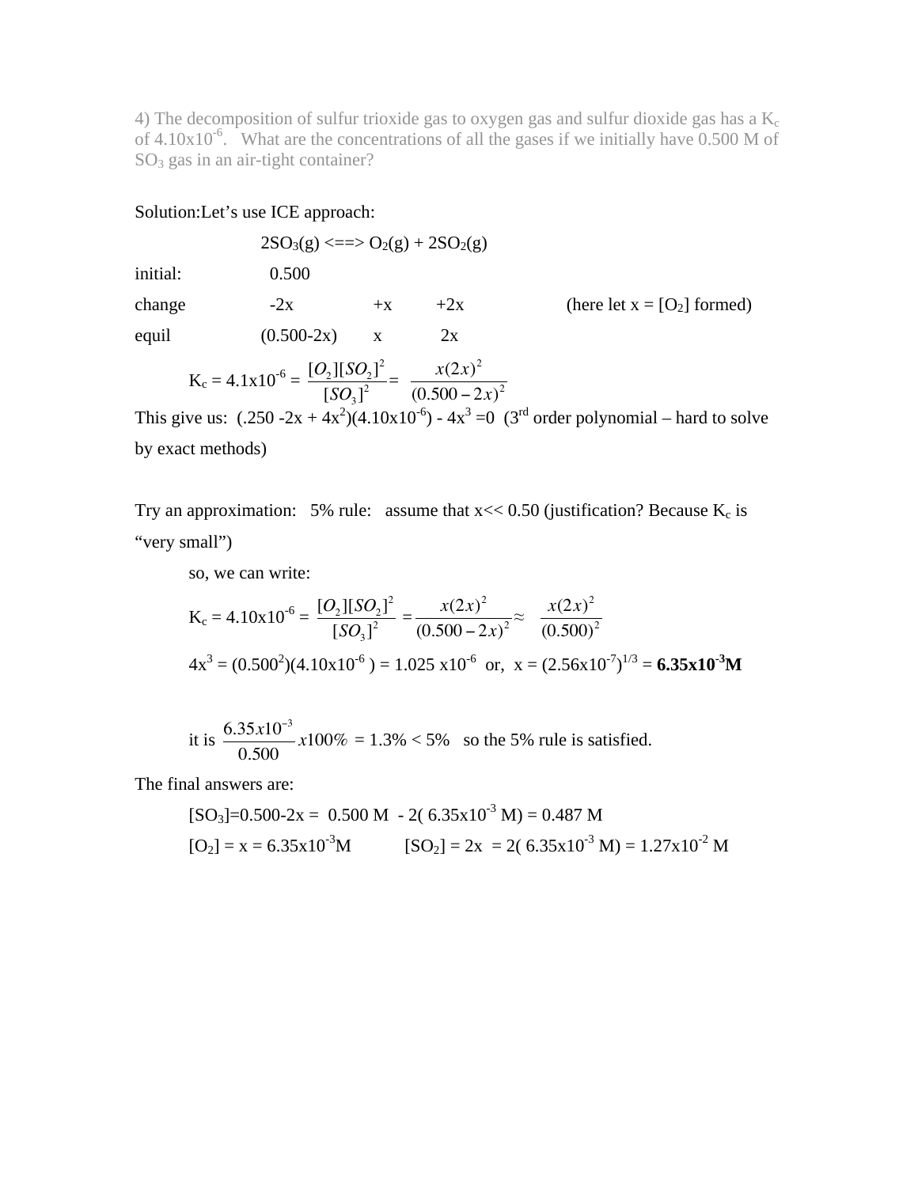4) The decomposition of sulfur trioxide gas to oxygen gas and sulfur dioxide gas has a $K_c$ of $4.10 \times 10^{-6}$. What are the concentrations of all the gases if we initially have 0.500 M of $SO_3$ gas in an air-tight container?

Solution: Let's use ICE approach:

| | $2SO_3(g)$ <==> | $O_2(g)$ + | $2SO_2(g)$ | |
|---|---|---|---|---|
| initial: | 0.500 | | | |
| change | $-2x$ | $+x$ | $+2x$ | (here let $x = [O_2]$ formed) |
| equil | $(0.500-2x)$ | $x$ | $2x$ | |

$$K_c = 4.1 \times 10^{-6} = \frac{[O_2][SO_2]^2}{[SO_3]^2} = \frac{x(2x)^2}{(0.500 - 2x)^2}$$

This give us: $(.250 - 2x + 4x^2)(4.10 \times 10^{-6}) - 4x^3 = 0$ (3rd order polynomial – hard to solve by exact methods)

Try an approximation: 5% rule: assume that $x << 0.50$ (justification? Because $K_c$ is "very small")

so, we can write:

$$K_c = 4.10 \times 10^{-6} = \frac{[O_2][SO_2]^2}{[SO_3]^2} = \frac{x(2x)^2}{(0.500 - 2x)^2} \approx \frac{x(2x)^2}{(0.500)^2}$$

$4x^3 = (0.500^2)(4.10 \times 10^{-6}) = 1.025 \times 10^{-6}$ or, $x = (2.56 \times 10^{-7})^{1/3} =$ **$6.35 \times 10^{-3}$M**

it is $\frac{6.35 x 10^{-3}}{0.500} x 100\%$ = 1.3% < 5% so the 5% rule is satisfied.

The final answers are:

$[SO_3] = 0.500 - 2x =$ 0.500 M - 2( $6.35 \times 10^{-3}$ M) = 0.487 M

$[O_2] = x = 6.35 \times 10^{-3}$M $[SO_2] = 2x$ = 2( $6.35 \times 10^{-3}$ M) = $1.27 \times 10^{-2}$ M